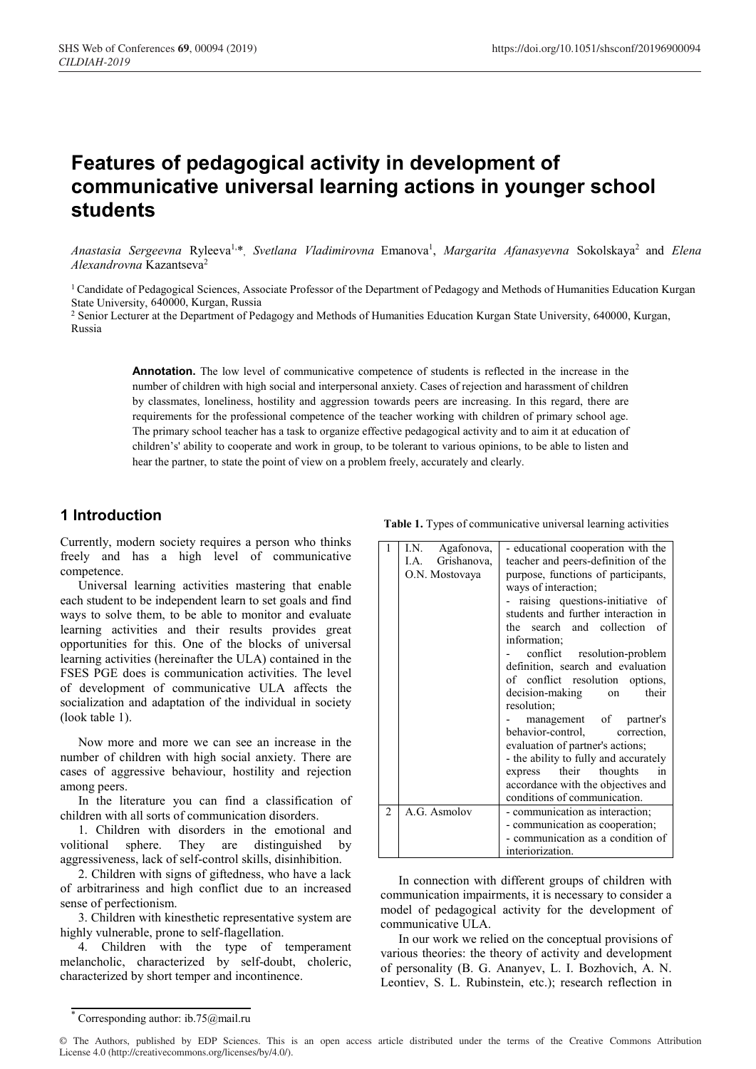# Features of pedagogical activity in development of communicative universal learning actions in younger school students

*Anastasia Sergeevna* Ryleeva[1,*], *Svetlana Vladimirovna* Emanova[1], *Margarita Afanasyevna* Sokolskaya[2] and *Elena Alexandrovna* Kazantseva[2]

[1] Candidate of Pedagogical Sciences, Associate Professor of the Department of Pedagogy and Methods of Humanities Education Kurgan State University, 640000, Kurgan, Russia

[2] Senior Lecturer at the Department of Pedagogy and Methods of Humanities Education Kurgan State University, 640000, Kurgan, Russia

**Annotation.** The low level of communicative competence of students is reflected in the increase in the number of children with high social and interpersonal anxiety. Cases of rejection and harassment of children by classmates, loneliness, hostility and aggression towards peers are increasing. In this regard, there are requirements for the professional competence of the teacher working with children of primary school age. The primary school teacher has a task to organize effective pedagogical activity and to aim it at education of children's' ability to cooperate and work in group, to be tolerant to various opinions, to be able to listen and hear the partner, to state the point of view on a problem freely, accurately and clearly.

## 1 Introduction

Currently, modern society requires a person who thinks freely and has a high level of communicative competence.

Universal learning activities mastering that enable each student to be independent learn to set goals and find ways to solve them, to be able to monitor and evaluate learning activities and their results provides great opportunities for this. One of the blocks of universal learning activities (hereinafter the ULA) contained in the FSES PGE does is communication activities. The level of development of communicative ULA affects the socialization and adaptation of the individual in society (look table 1).

**Table 1.** Types of communicative universal learning activities

| | | |
|---|---|---|
| 1 | I.N. Agafonova, I.A. Grishanova, O.N. Mostovaya | - educational cooperation with the teacher and peers-definition of the purpose, functions of participants, ways of interaction;<br>- raising questions-initiative of students and further interaction in the search and collection of information;<br>- conflict resolution-problem definition, search and evaluation of conflict resolution options, decision-making on their resolution;<br>- management of partner's behavior-control, correction, evaluation of partner's actions;<br>- the ability to fully and accurately express their thoughts in accordance with the objectives and conditions of communication. |
| 2 | A.G. Asmolov | - communication as interaction;<br>- communication as cooperation;<br>- communication as a condition of interiorization. |

Now more and more we can see an increase in the number of children with high social anxiety. There are cases of aggressive behaviour, hostility and rejection among peers.

In the literature you can find a classification of children with all sorts of communication disorders.

1. Children with disorders in the emotional and volitional sphere. They are distinguished by aggressiveness, lack of self-control skills, disinhibition.

2. Children with signs of giftedness, who have a lack of arbitrariness and high conflict due to an increased sense of perfectionism.

3. Children with kinesthetic representative system are highly vulnerable, prone to self-flagellation.

4. Children with the type of temperament melancholic, characterized by self-doubt, choleric, characterized by short temper and incontinence.

In connection with different groups of children with communication impairments, it is necessary to consider a model of pedagogical activity for the development of communicative ULA.

In our work we relied on the conceptual provisions of various theories: the theory of activity and development of personality (B. G. Ananyev, L. I. Bozhovich, A. N. Leontiev, S. L. Rubinstein, etc.); research reflection in

[*] Corresponding author: ib.75@mail.ru

© The Authors, published by EDP Sciences. This is an open access article distributed under the terms of the Creative Commons Attribution License 4.0 (http://creativecommons.org/licenses/by/4.0/).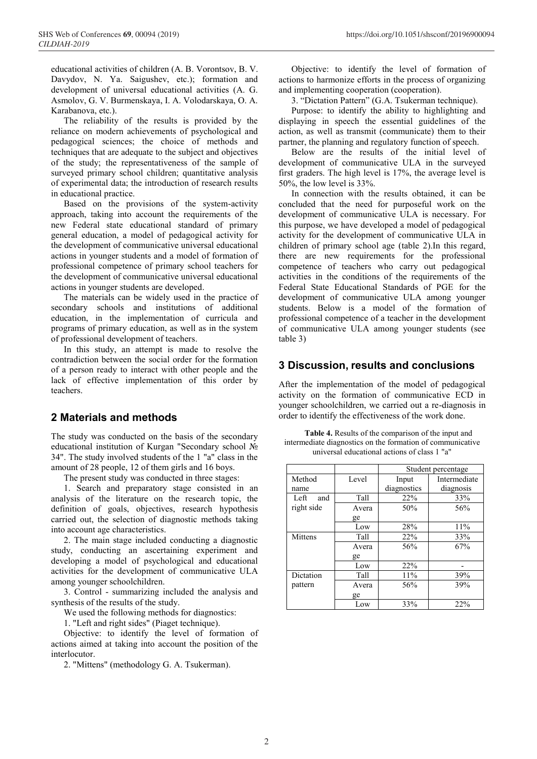educational activities of children (A. B. Vorontsov, B. V. Davydov, N. Ya. Saigushev, etc.); formation and development of universal educational activities (A. G. Asmolov, G. V. Burmenskaya, I. A. Volodarskaya, O. A. Karabanova, etc.).

The reliability of the results is provided by the reliance on modern achievements of psychological and pedagogical sciences; the choice of methods and techniques that are adequate to the subject and objectives of the study; the representativeness of the sample of surveyed primary school children; quantitative analysis of experimental data; the introduction of research results in educational practice.

Based on the provisions of the system-activity approach, taking into account the requirements of the new Federal state educational standard of primary general education, a model of pedagogical activity for the development of communicative universal educational actions in younger students and a model of formation of professional competence of primary school teachers for the development of communicative universal educational actions in younger students are developed.

The materials can be widely used in the practice of secondary schools and institutions of additional education, in the implementation of curricula and programs of primary education, as well as in the system of professional development of teachers.

In this study, an attempt is made to resolve the contradiction between the social order for the formation of a person ready to interact with other people and the lack of effective implementation of this order by teachers.

## 2 Materials and methods

The study was conducted on the basis of the secondary educational institution of Kurgan "Secondary school № 34". The study involved students of the 1 "a" class in the amount of 28 people, 12 of them girls and 16 boys.

The present study was conducted in three stages:

1. Search and preparatory stage consisted in an analysis of the literature on the research topic, the definition of goals, objectives, research hypothesis carried out, the selection of diagnostic methods taking into account age characteristics.

2. The main stage included conducting a diagnostic study, conducting an ascertaining experiment and developing a model of psychological and educational activities for the development of communicative ULA among younger schoolchildren.

3. Control - summarizing included the analysis and synthesis of the results of the study.

We used the following methods for diagnostics:

1. "Left and right sides" (Piaget technique).

Objective: to identify the level of formation of actions aimed at taking into account the position of the interlocutor.

2. "Mittens" (methodology G. A. Tsukerman).

Objective: to identify the level of formation of actions to harmonize efforts in the process of organizing and implementing cooperation (cooperation).

3. "Dictation Pattern" (G.A. Tsukerman technique).

Purpose: to identify the ability to highlighting and displaying in speech the essential guidelines of the action, as well as transmit (communicate) them to their partner, the planning and regulatory function of speech.

Below are the results of the initial level of development of communicative ULA in the surveyed first graders. The high level is 17%, the average level is 50%, the low level is 33%.

In connection with the results obtained, it can be concluded that the need for purposeful work on the development of communicative ULA is necessary. For this purpose, we have developed a model of pedagogical activity for the development of communicative ULA in children of primary school age (table 2).In this regard, there are new requirements for the professional competence of teachers who carry out pedagogical activities in the conditions of the requirements of the Federal State Educational Standards of PGE for the development of communicative ULA among younger students. Below is a model of the formation of professional competence of a teacher in the development of communicative ULA among younger students (see table 3)

## 3 Discussion, results and conclusions

After the implementation of the model of pedagogical activity on the formation of communicative ECD in younger schoolchildren, we carried out a re-diagnosis in order to identify the effectiveness of the work done.

**Table 4.** Results of the comparison of the input and intermediate diagnostics on the formation of communicative universal educational actions of class 1 "a"

| | | Student percentage | |
|---|---|---|---|
| Method name | Level | Input diagnostics | Intermediate diagnosis |
| Left and right side | Tall | 22% | 33% |
| | Average | 50% | 56% |
| | Low | 28% | 11% |
| Mittens | Tall | 22% | 33% |
| | Average | 56% | 67% |
| | Low | 22% | - |
| Dictation pattern | Tall | 11% | 39% |
| | Average | 56% | 39% |
| | Low | 33% | 22% |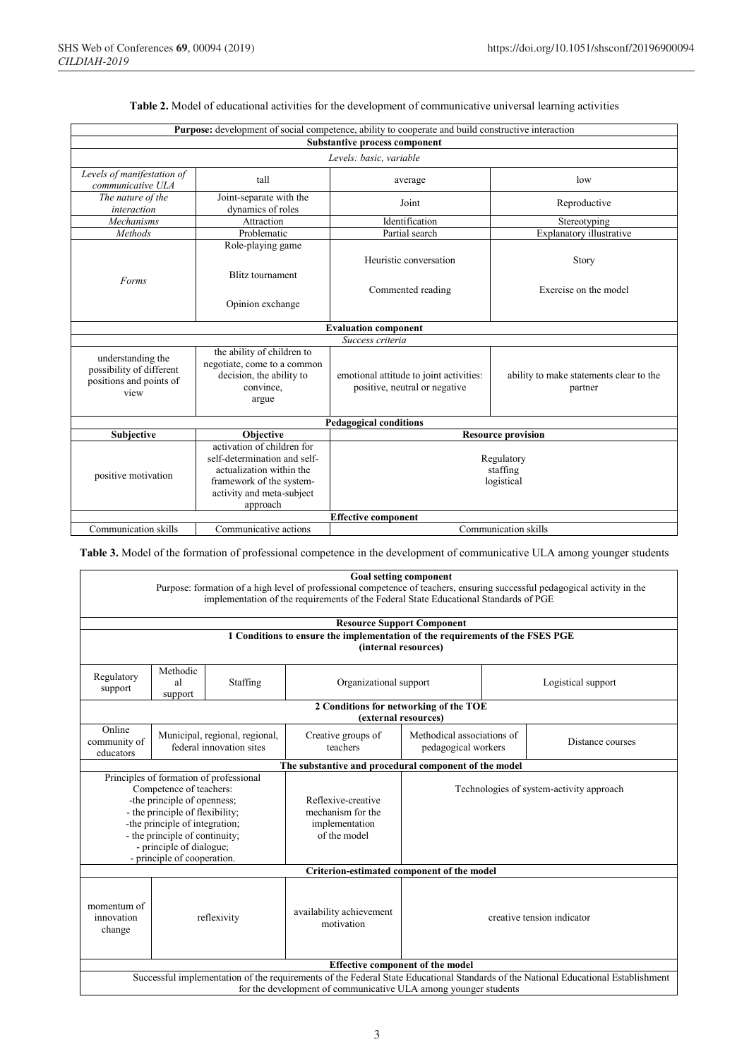**Table 2.** Model of educational activities for the development of communicative universal learning activities

| **Purpose:** development of social competence, ability to cooperate and build constructive interaction | | | |
|---|---|---|---|
| **Substantive process component** | | | |
| *Levels: basic, variable* | | | |
| *Levels of manifestation of communicative ULA* | tall | average | low |
| *The nature of the interaction* | Joint-separate with the dynamics of roles | Joint | Reproductive |
| *Mechanisms* | Attraction | Identification | Stereotyping |
| *Methods* | Problematic | Partial search | Explanatory illustrative |
| *Forms* | Role-playing game<br>Blitz tournament<br>Opinion exchange | Heuristic conversation<br>Commented reading | Story<br>Exercise on the model |
| **Evaluation component** | | | |
| *Success criteria* | | | |
| understanding the possibility of different positions and points of view | the ability of children to negotiate, come to a common decision, the ability to convince, argue | emotional attitude to joint activities: positive, neutral or negative | ability to make statements clear to the partner |
| **Pedagogical conditions** | | | |
| **Subjective** | **Objective** | **Resource provision** | |
| positive motivation | activation of children for self-determination and self-actualization within the framework of the system-activity and meta-subject approach | Regulatory<br>staffing<br>logistical | |
| **Effective component** | | | |
| Communication skills | Communicative actions | Communication skills | |

**Table 3.** Model of the formation of professional competence in the development of communicative ULA among younger students

| **Goal setting component**<br>Purpose: formation of a high level of professional competence of teachers, ensuring successful pedagogical activity in the implementation of the requirements of the Federal State Educational Standards of PGE | | | | |
|---|---|---|---|---|
| **Resource Support Component** | | | | |
| **1 Conditions to ensure the implementation of the requirements of the FSES PGE (internal resources)** | | | | |
| Regulatory support | Methodical support | Staffing | Organizational support | Logistical support |
| **2 Conditions for networking of the TOE (external resources)** | | | | |
| Online community of educators | Municipal, regional, regional, federal innovation sites | Creative groups of teachers | Methodical associations of pedagogical workers | Distance courses |
| **The substantive and procedural component of the model** | | | | |
| Principles of formation of professional Competence of teachers:<br>-the principle of openness;<br>- the principle of flexibility;<br>-the principle of integration;<br>- the principle of continuity;<br>- principle of dialogue;<br>- principle of cooperation. | | Reflexive-creative mechanism for the implementation of the model | Technologies of system-activity approach | |
| **Criterion-estimated component of the model** | | | | |
| momentum of innovation change | reflexivity | availability achievement motivation | creative tension indicator | |
| **Effective component of the model** | | | | |
| Successful implementation of the requirements of the Federal State Educational Standards of the National Educational Establishment for the development of communicative ULA among younger students | | | | |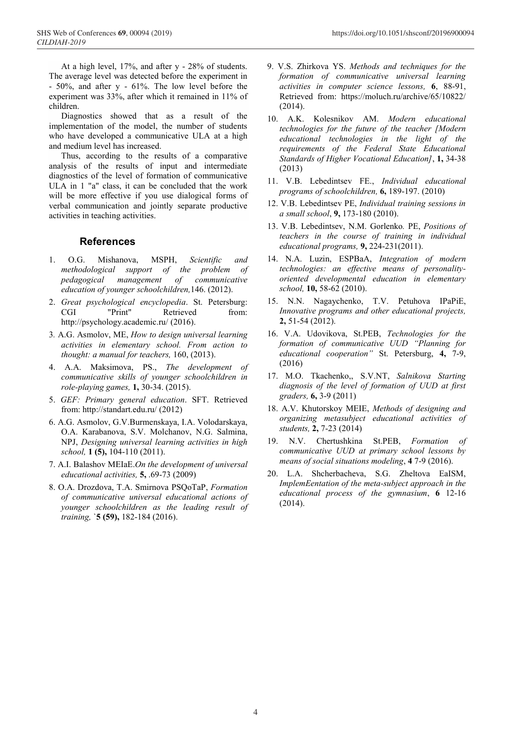At a high level, 17%, and after y - 28% of students. The average level was detected before the experiment in - 50%, and after y - 61%. The low level before the experiment was 33%, after which it remained in 11% of children.

Diagnostics showed that as a result of the implementation of the model, the number of students who have developed a communicative ULA at a high and medium level has increased.

Thus, according to the results of a comparative analysis of the results of input and intermediate diagnostics of the level of formation of communicative ULA in 1 "a" class, it can be concluded that the work will be more effective if you use dialogical forms of verbal communication and jointly separate productive activities in teaching activities.

## References

1. O.G. Mishanova, MSPH, *Scientific and methodological support of the problem of pedagogical management of communicative education of younger schoolchildren,*146. (2012).
2. *Great psychological encyclopedia*. St. Petersburg: CGI "Print" Retrieved from: http://psychology.academic.ru/ (2016).
3. A.G. Asmolov, ME, *How to design universal learning activities in elementary school. From action to thought: a manual for teachers,* 160, (2013).
4. A.A. Maksimova, PS., *The development of communicative skills of younger schoolchildren in role-playing games,* **1,** 30-34. (2015).
5. *GEF: Primary general education*. SFT. Retrieved from: http://standart.edu.ru/ (2012)
6. A.G. Asmolov, G.V.Burmenskaya, I.A. Volodarskaya, O.A. Karabanova, S.V. Molchanov, N.G. Salmina, NPJ, *Designing universal learning activities in high school,* **1 (5),** 104-110 (2011).
7. A.I. Balashov MEIaE.*On the development of universal educational activities,* **5,** .69-73 (2009)
8. O.A. Drozdova, T.A. Smirnova PSQoTaP, *Formation of communicative universal educational actions of younger schoolchildren as the leading result of training,* `**5 (59),** 182-184 (2016).
9. V.S. Zhirkova YS. *Methods and techniques for the formation of communicative universal learning activities in computer science lessons,* **6**, 88-91, Retrieved from: https://moluch.ru/archive/65/10822/ (2014).
10. A.K. Kolesnikov AM. *Modern educational technologies for the future of the teacher [Modern educational technologies in the light of the requirements of the Federal State Educational Standards of Higher Vocational Education]*, **1,** 34-38 (2013)
11. V.B. Lebedintsev FE., *Individual educational programs of schoolchildren,* **6,** 189-197. (2010)
12. V.B. Lebedintsev PE, *Individual training sessions in a small school*, **9,** 173-180 (2010).
13. V.B. Lebedintsev, N.M. Gorlenko. PE, *Positions of teachers in the course of training in individual educational programs,* **9,** 224-231(2011).
14. N.A. Luzin, ESPBaA, *Integration of modern technologies: an effective means of personality-oriented developmental education in elementary school,* **10,** 58-62 (2010).
15. N.N. Nagaychenko, T.V. Petuhova IPaPiE, *Innovative programs and other educational projects,* **2,** 51-54 (2012).
16. V.A. Udovikova, St.PEB, *Technologies for the formation of communicative UUD "Planning for educational cooperation"* St. Petersburg, **4,** 7-9, (2016)
17. M.O. Tkachenko,, S.V.NT, *Salnikova Starting diagnosis of the level of formation of UUD at first graders,* **6,** 3-9 (2011)
18. A.V. Khutorskoy MEIE, *Methods of designing and organizing metasubject educational activities of students,* **2,** 7-23 (2014)
19. N.V. Chertushkina St.PEB, *Formation of communicative UUD at primary school lessons by means of social situations modeling*, **4** 7-9 (2016).
20. L.A. Shcherbacheva, S.G. Zheltova EaISM, *ImplemEentation of the meta-subject approach in the educational process of the gymnasium*, **6** 12-16 (2014).